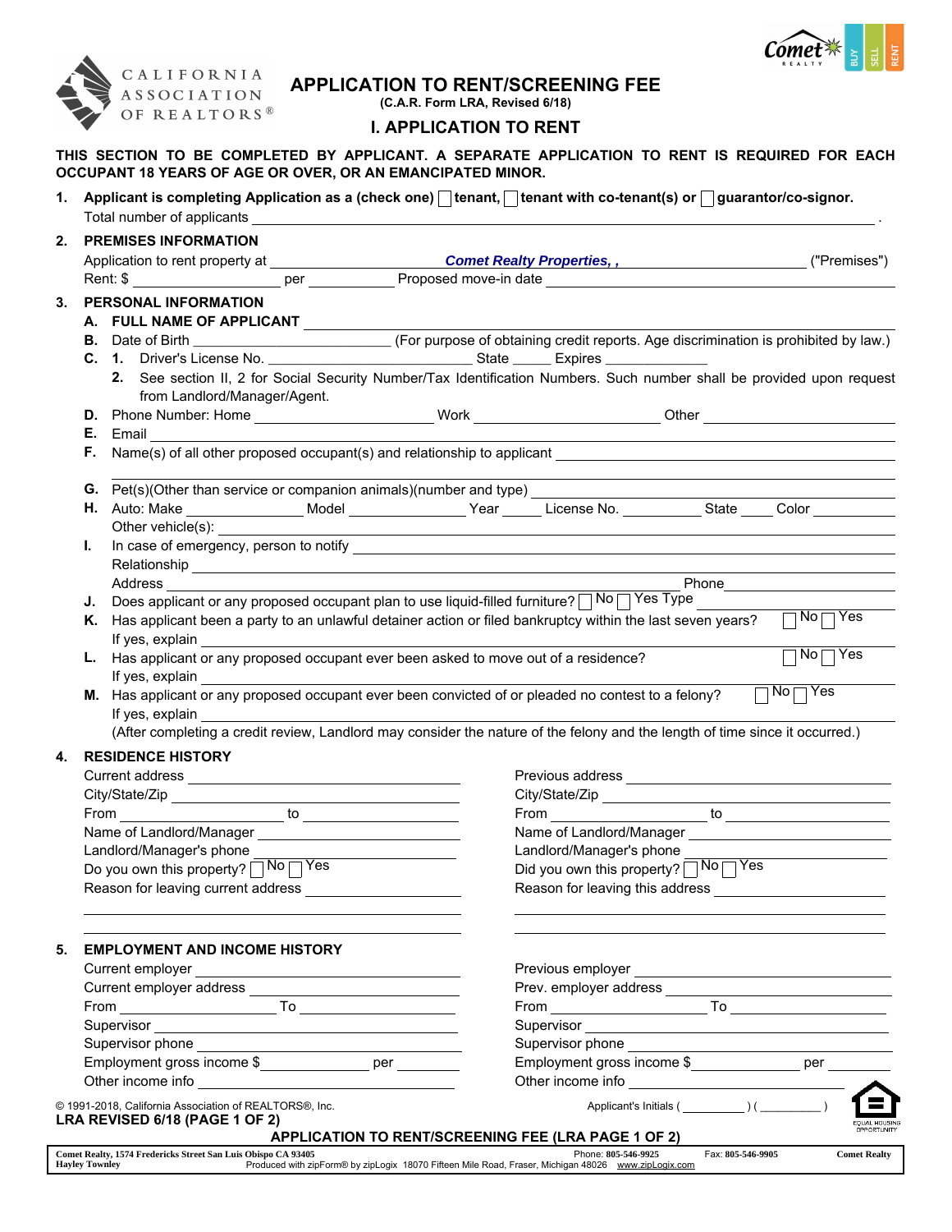CALIFORNIA ASSOCIATION OF REALTORS®

# APPLICATION TO RENT/SCREENING FEE

(C.A.R. Form LRA, Revised 6/18)

## I. APPLICATION TO RENT

**THIS SECTION TO BE COMPLETED BY APPLICANT. A SEPARATE APPLICATION TO RENT IS REQUIRED FOR EACH OCCUPANT 18 YEARS OF AGE OR OVER, OR AN EMANCIPATED MINOR.**

1. **Applicant is completing Application as a (check one) ☐ tenant, ☐ tenant with co-tenant(s) or ☐ guarantor/co-signor.**
   Total number of applicants ______________________ .

2. **PREMISES INFORMATION**
   Application to rent property at ***Comet Realty Properties, ,*** ("Premises")
   Rent: $ ______________ per ______________ Proposed move-in date ______________

3. **PERSONAL INFORMATION**
   - **A. FULL NAME OF APPLICANT** ______________________
   - **B.** Date of Birth ______________ (For purpose of obtaining credit reports. Age discrimination is prohibited by law.)
   - **C. 1.** Driver's License No. ______________ State _____ Expires ______________
     **2.** See section II, 2 for Social Security Number/Tax Identification Numbers. Such number shall be provided upon request from Landlord/Manager/Agent.
   - **D.** Phone Number: Home ______________ Work ______________ Other ______________
   - **E.** Email ______________________
   - **F.** Name(s) of all other proposed occupant(s) and relationship to applicant ______________________
   - **G.** Pet(s)(Other than service or companion animals)(number and type) ______________________
   - **H.** Auto: Make ______________ Model ______________ Year _____ License No. ______________ State ____ Color ______________
     Other vehicle(s): ______________________
   - **I.** In case of emergency, person to notify ______________________
     Relationship ______________________
     Address ______________________ Phone ______________
   - **J.** Does applicant or any proposed occupant plan to use liquid-filled furniture? ☐ No ☐ Yes Type ______________
   - **K.** Has applicant been a party to an unlawful detainer action or filed bankruptcy within the last seven years? ☐ No ☐ Yes
     If yes, explain ______________________
   - **L.** Has applicant or any proposed occupant ever been asked to move out of a residence? ☐ No ☐ Yes
     If yes, explain ______________________
   - **M.** Has applicant or any proposed occupant ever been convicted of or pleaded no contest to a felony? ☐ No ☐ Yes
     If yes, explain ______________________
     (After completing a credit review, Landlord may consider the nature of the felony and the length of time since it occurred.)

4. **RESIDENCE HISTORY**

   Current address ______________________
   City/State/Zip ______________________
   From ______________ to ______________
   Name of Landlord/Manager ______________________
   Landlord/Manager's phone ______________________
   Do you own this property? ☐ No ☐ Yes
   Reason for leaving current address ______________________

   Previous address ______________________
   City/State/Zip ______________________
   From ______________ to ______________
   Name of Landlord/Manager ______________________
   Landlord/Manager's phone ______________________
   Did you own this property? ☐ No ☐ Yes
   Reason for leaving this address ______________________

5. **EMPLOYMENT AND INCOME HISTORY**

   Current employer ______________________
   Current employer address ______________________
   From ______________ To ______________
   Supervisor ______________________
   Supervisor phone ______________________
   Employment gross income $ ______________ per ______________
   Other income info ______________________

   Previous employer ______________________
   Prev. employer address ______________________
   From ______________ To ______________
   Supervisor ______________________
   Supervisor phone ______________________
   Employment gross income $ ______________ per ______________
   Other income info ______________________

© 1991-2018, California Association of REALTORS®, Inc.

Applicant's Initials ( __________ ) ( __________ )

**LRA REVISED 6/18 (PAGE 1 OF 2)**

**APPLICATION TO RENT/SCREENING FEE (LRA PAGE 1 OF 2)**

Comet Realty, 1574 Fredericks Street San Luis Obispo CA 93405 Phone: 805-546-9925 Fax: 805-546-9905 Comet Realty
Hayley Townley Produced with zipForm® by zipLogix 18070 Fifteen Mile Road, Fraser, Michigan 48026 www.zipLogix.com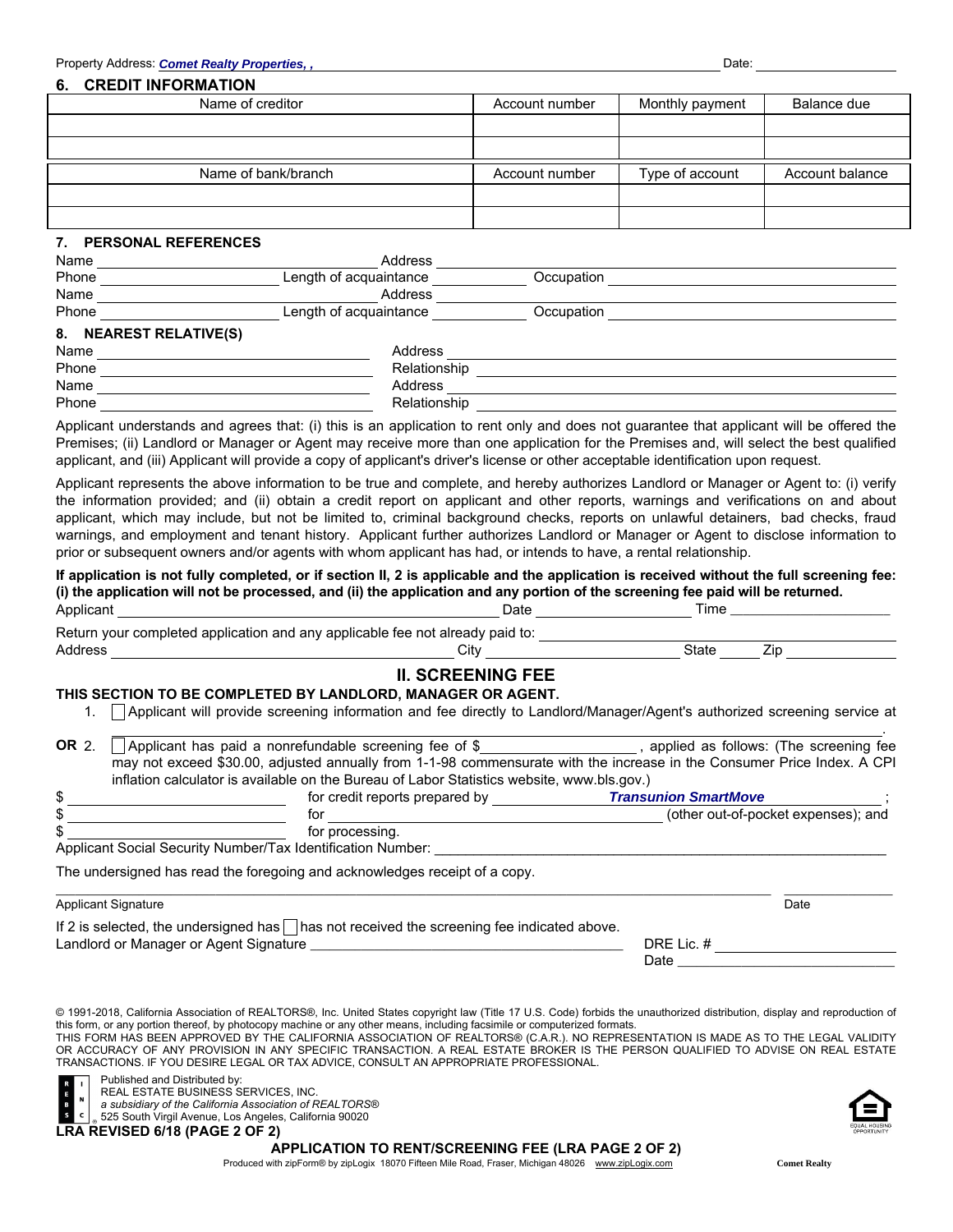Property Address: *Comet Realty Properties, ,* Date: ____________

## 6. CREDIT INFORMATION

| Name of creditor | Account number | Monthly payment | Balance due |
|---|---|---|---|
| | | | |
| | | | |

| Name of bank/branch | Account number | Type of account | Account balance |
|---|---|---|---|
| | | | |
| | | | |

## 7. PERSONAL REFERENCES

Name ____________ Address ____________
Phone ____________ Length of acquaintance ____________ Occupation ____________
Name ____________ Address ____________
Phone ____________ Length of acquaintance ____________ Occupation ____________

## 8. NEAREST RELATIVE(S)

Name ____________ Address ____________
Phone ____________ Relationship ____________
Name ____________ Address ____________
Phone ____________ Relationship ____________

Applicant understands and agrees that: (i) this is an application to rent only and does not guarantee that applicant will be offered the Premises; (ii) Landlord or Manager or Agent may receive more than one application for the Premises and, will select the best qualified applicant, and (iii) Applicant will provide a copy of applicant's driver's license or other acceptable identification upon request.

Applicant represents the above information to be true and complete, and hereby authorizes Landlord or Manager or Agent to: (i) verify the information provided; and (ii) obtain a credit report on applicant and other reports, warnings and verifications on and about applicant, which may include, but not be limited to, criminal background checks, reports on unlawful detainers, bad checks, fraud warnings, and employment and tenant history. Applicant further authorizes Landlord or Manager or Agent to disclose information to prior or subsequent owners and/or agents with whom applicant has had, or intends to have, a rental relationship.

**If application is not fully completed, or if section II, 2 is applicable and the application is received without the full screening fee: (i) the application will not be processed, and (ii) the application and any portion of the screening fee paid will be returned.**

Applicant ____________ Date ____________ Time ____________

Return your completed application and any applicable fee not already paid to: ____________
Address ____________ City ____________ State ______ Zip ____________

## II. SCREENING FEE

**THIS SECTION TO BE COMPLETED BY LANDLORD, MANAGER OR AGENT.**

1. ☐ Applicant will provide screening information and fee directly to Landlord/Manager/Agent's authorized screening service at ____________.

**OR** 2. ☐ Applicant has paid a nonrefundable screening fee of $____________, applied as follows: (The screening fee may not exceed $30.00, adjusted annually from 1-1-98 commensurate with the increase in the Consumer Price Index. A CPI inflation calculator is available on the Bureau of Labor Statistics website, www.bls.gov.)

$ ____________ for credit reports prepared by *Transunion SmartMove* ;
$ ____________ for ____________ (other out-of-pocket expenses); and
$ ____________ for processing.

Applicant Social Security Number/Tax Identification Number: ____________

The undersigned has read the foregoing and acknowledges receipt of a copy.

____________ ____________
Applicant Signature Date

If 2 is selected, the undersigned has ☐ has not received the screening fee indicated above.
Landlord or Manager or Agent Signature ____________ DRE Lic. # ____________
Date ____________

© 1991-2018, California Association of REALTORS®, Inc. United States copyright law (Title 17 U.S. Code) forbids the unauthorized distribution, display and reproduction of this form, or any portion thereof, by photocopy machine or any other means, including facsimile or computerized formats.
THIS FORM HAS BEEN APPROVED BY THE CALIFORNIA ASSOCIATION OF REALTORS® (C.A.R.). NO REPRESENTATION IS MADE AS TO THE LEGAL VALIDITY OR ACCURACY OF ANY PROVISION IN ANY SPECIFIC TRANSACTION. A REAL ESTATE BROKER IS THE PERSON QUALIFIED TO ADVISE ON REAL ESTATE TRANSACTIONS. IF YOU DESIRE LEGAL OR TAX ADVICE, CONSULT AN APPROPRIATE PROFESSIONAL.

Published and Distributed by:
REAL ESTATE BUSINESS SERVICES, INC.
*a subsidiary of the California Association of REALTORS®*
525 South Virgil Avenue, Los Angeles, California 90020

**LRA REVISED 6/18 (PAGE 2 OF 2)**

**APPLICATION TO RENT/SCREENING FEE (LRA PAGE 2 OF 2)**